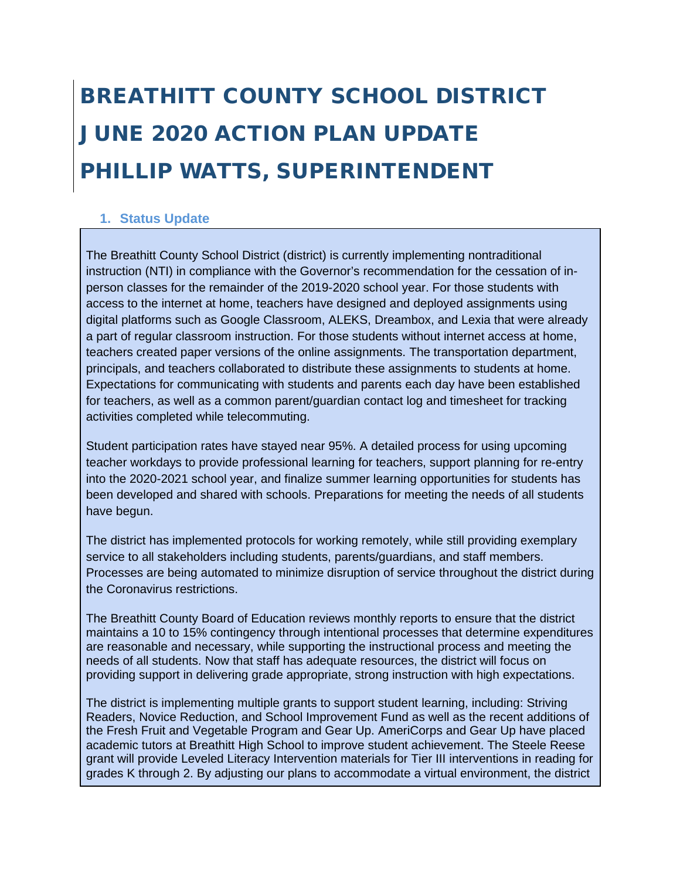# BREATHITT COUNTY SCHOOL DISTRICT
# JUNE 2020 ACTION PLAN UPDATE
# PHILLIP WATTS, SUPERINTENDENT

## 1. Status Update

The Breathitt County School District (district) is currently implementing nontraditional instruction (NTI) in compliance with the Governor's recommendation for the cessation of in-person classes for the remainder of the 2019-2020 school year. For those students with access to the internet at home, teachers have designed and deployed assignments using digital platforms such as Google Classroom, ALEKS, Dreambox, and Lexia that were already a part of regular classroom instruction. For those students without internet access at home, teachers created paper versions of the online assignments. The transportation department, principals, and teachers collaborated to distribute these assignments to students at home. Expectations for communicating with students and parents each day have been established for teachers, as well as a common parent/guardian contact log and timesheet for tracking activities completed while telecommuting.

Student participation rates have stayed near 95%. A detailed process for using upcoming teacher workdays to provide professional learning for teachers, support planning for re-entry into the 2020-2021 school year, and finalize summer learning opportunities for students has been developed and shared with schools. Preparations for meeting the needs of all students have begun.

The district has implemented protocols for working remotely, while still providing exemplary service to all stakeholders including students, parents/guardians, and staff members. Processes are being automated to minimize disruption of service throughout the district during the Coronavirus restrictions.

The Breathitt County Board of Education reviews monthly reports to ensure that the district maintains a 10 to 15% contingency through intentional processes that determine expenditures are reasonable and necessary, while supporting the instructional process and meeting the needs of all students. Now that staff has adequate resources, the district will focus on providing support in delivering grade appropriate, strong instruction with high expectations.

The district is implementing multiple grants to support student learning, including: Striving Readers, Novice Reduction, and School Improvement Fund as well as the recent additions of the Fresh Fruit and Vegetable Program and Gear Up. AmeriCorps and Gear Up have placed academic tutors at Breathitt High School to improve student achievement. The Steele Reese grant will provide Leveled Literacy Intervention materials for Tier III interventions in reading for grades K through 2. By adjusting our plans to accommodate a virtual environment, the district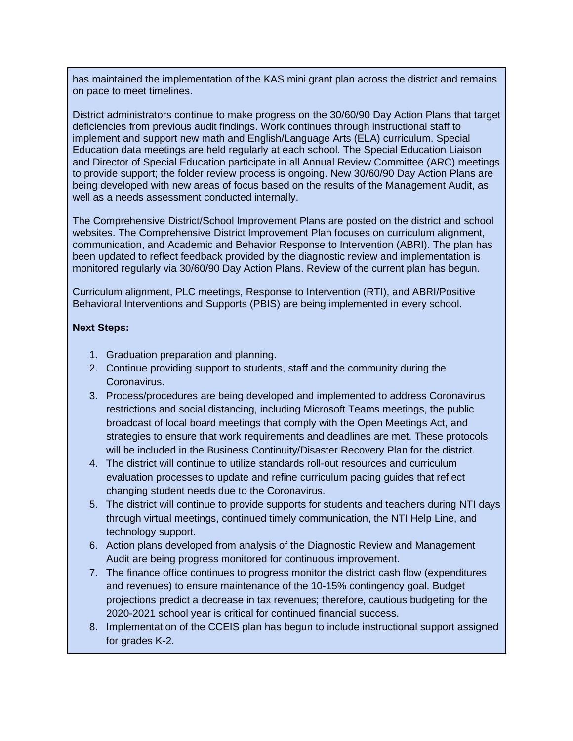has maintained the implementation of the KAS mini grant plan across the district and remains on pace to meet timelines.

District administrators continue to make progress on the 30/60/90 Day Action Plans that target deficiencies from previous audit findings. Work continues through instructional staff to implement and support new math and English/Language Arts (ELA) curriculum. Special Education data meetings are held regularly at each school. The Special Education Liaison and Director of Special Education participate in all Annual Review Committee (ARC) meetings to provide support; the folder review process is ongoing. New 30/60/90 Day Action Plans are being developed with new areas of focus based on the results of the Management Audit, as well as a needs assessment conducted internally.

The Comprehensive District/School Improvement Plans are posted on the district and school websites. The Comprehensive District Improvement Plan focuses on curriculum alignment, communication, and Academic and Behavior Response to Intervention (ABRI). The plan has been updated to reflect feedback provided by the diagnostic review and implementation is monitored regularly via 30/60/90 Day Action Plans. Review of the current plan has begun.

Curriculum alignment, PLC meetings, Response to Intervention (RTI), and ABRI/Positive Behavioral Interventions and Supports (PBIS) are being implemented in every school.

**Next Steps:**

1. Graduation preparation and planning.
2. Continue providing support to students, staff and the community during the Coronavirus.
3. Process/procedures are being developed and implemented to address Coronavirus restrictions and social distancing, including Microsoft Teams meetings, the public broadcast of local board meetings that comply with the Open Meetings Act, and strategies to ensure that work requirements and deadlines are met. These protocols will be included in the Business Continuity/Disaster Recovery Plan for the district.
4. The district will continue to utilize standards roll-out resources and curriculum evaluation processes to update and refine curriculum pacing guides that reflect changing student needs due to the Coronavirus.
5. The district will continue to provide supports for students and teachers during NTI days through virtual meetings, continued timely communication, the NTI Help Line, and technology support.
6. Action plans developed from analysis of the Diagnostic Review and Management Audit are being progress monitored for continuous improvement.
7. The finance office continues to progress monitor the district cash flow (expenditures and revenues) to ensure maintenance of the 10-15% contingency goal. Budget projections predict a decrease in tax revenues; therefore, cautious budgeting for the 2020-2021 school year is critical for continued financial success.
8. Implementation of the CCEIS plan has begun to include instructional support assigned for grades K-2.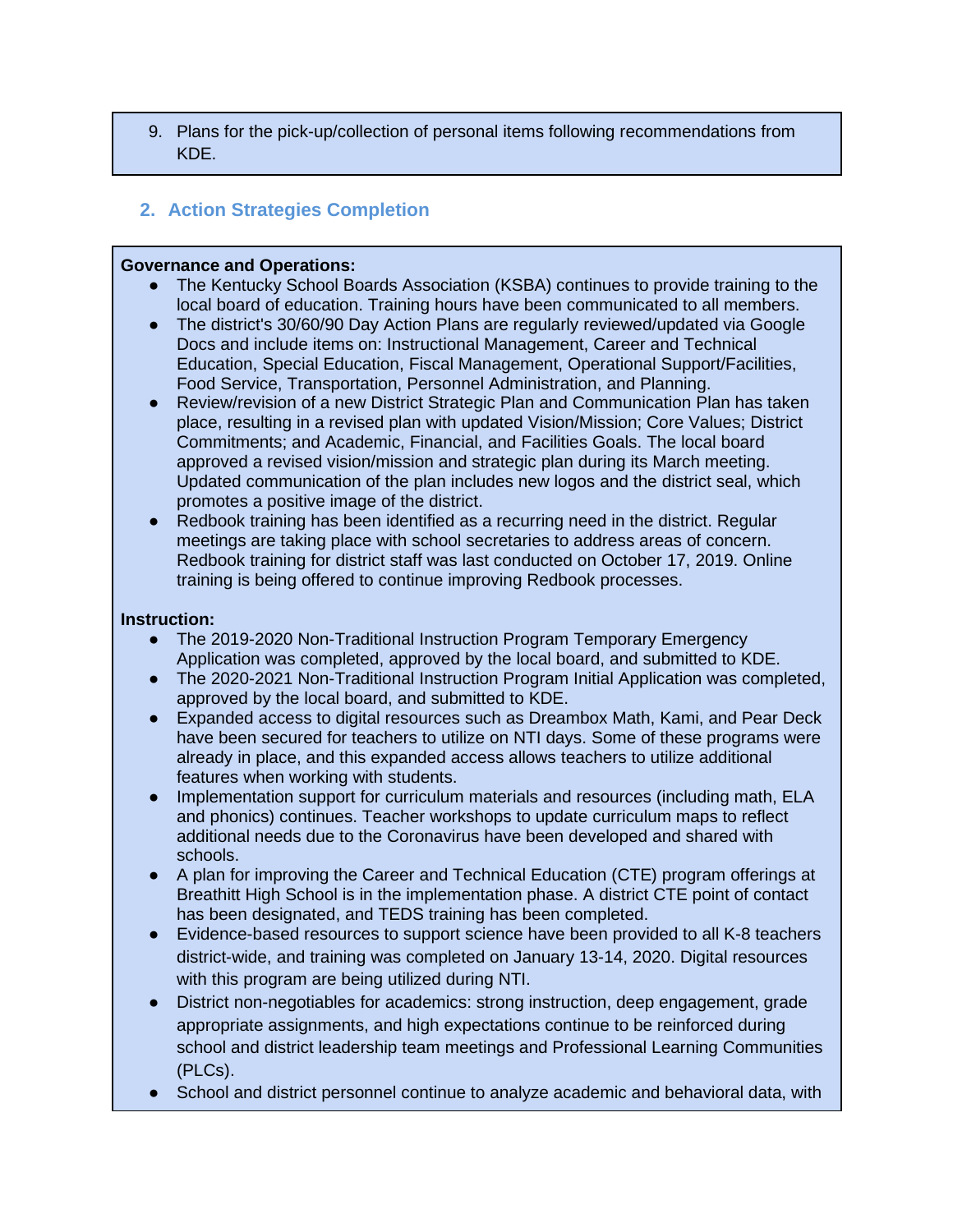9. Plans for the pick-up/collection of personal items following recommendations from KDE.

## 2. Action Strategies Completion

**Governance and Operations:**

- The Kentucky School Boards Association (KSBA) continues to provide training to the local board of education. Training hours have been communicated to all members.
- The district's 30/60/90 Day Action Plans are regularly reviewed/updated via Google Docs and include items on: Instructional Management, Career and Technical Education, Special Education, Fiscal Management, Operational Support/Facilities, Food Service, Transportation, Personnel Administration, and Planning.
- Review/revision of a new District Strategic Plan and Communication Plan has taken place, resulting in a revised plan with updated Vision/Mission; Core Values; District Commitments; and Academic, Financial, and Facilities Goals. The local board approved a revised vision/mission and strategic plan during its March meeting. Updated communication of the plan includes new logos and the district seal, which promotes a positive image of the district.
- Redbook training has been identified as a recurring need in the district. Regular meetings are taking place with school secretaries to address areas of concern. Redbook training for district staff was last conducted on October 17, 2019. Online training is being offered to continue improving Redbook processes.

**Instruction:**

- The 2019-2020 Non-Traditional Instruction Program Temporary Emergency Application was completed, approved by the local board, and submitted to KDE.
- The 2020-2021 Non-Traditional Instruction Program Initial Application was completed, approved by the local board, and submitted to KDE.
- Expanded access to digital resources such as Dreambox Math, Kami, and Pear Deck have been secured for teachers to utilize on NTI days. Some of these programs were already in place, and this expanded access allows teachers to utilize additional features when working with students.
- Implementation support for curriculum materials and resources (including math, ELA and phonics) continues. Teacher workshops to update curriculum maps to reflect additional needs due to the Coronavirus have been developed and shared with schools.
- A plan for improving the Career and Technical Education (CTE) program offerings at Breathitt High School is in the implementation phase. A district CTE point of contact has been designated, and TEDS training has been completed.
- Evidence-based resources to support science have been provided to all K-8 teachers district-wide, and training was completed on January 13-14, 2020. Digital resources with this program are being utilized during NTI.
- District non-negotiables for academics: strong instruction, deep engagement, grade appropriate assignments, and high expectations continue to be reinforced during school and district leadership team meetings and Professional Learning Communities (PLCs).
- School and district personnel continue to analyze academic and behavioral data, with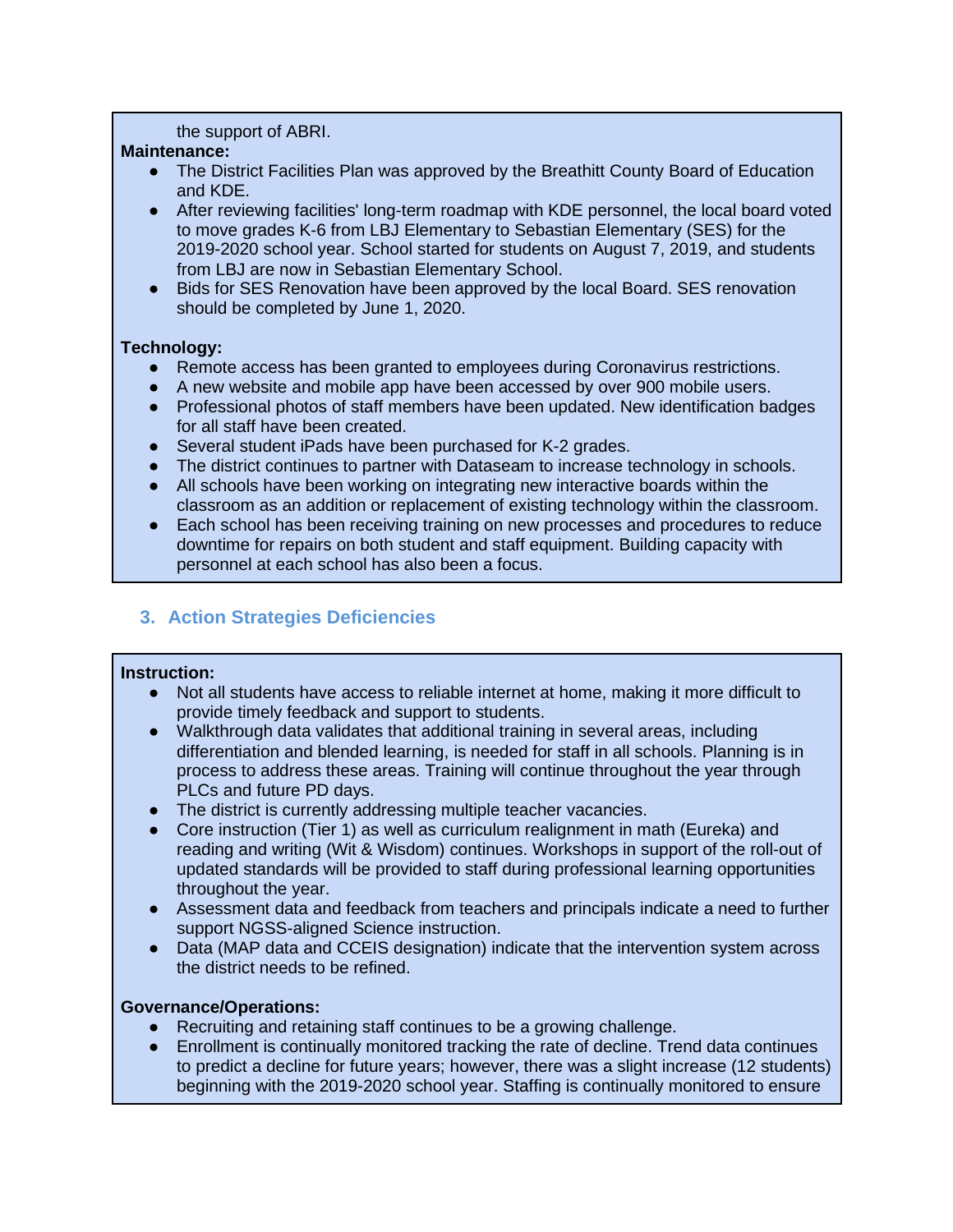the support of ABRI.

**Maintenance:**

- The District Facilities Plan was approved by the Breathitt County Board of Education and KDE.
- After reviewing facilities' long-term roadmap with KDE personnel, the local board voted to move grades K-6 from LBJ Elementary to Sebastian Elementary (SES) for the 2019-2020 school year. School started for students on August 7, 2019, and students from LBJ are now in Sebastian Elementary School.
- Bids for SES Renovation have been approved by the local Board. SES renovation should be completed by June 1, 2020.

**Technology:**

- Remote access has been granted to employees during Coronavirus restrictions.
- A new website and mobile app have been accessed by over 900 mobile users.
- Professional photos of staff members have been updated. New identification badges for all staff have been created.
- Several student iPads have been purchased for K-2 grades.
- The district continues to partner with Dataseam to increase technology in schools.
- All schools have been working on integrating new interactive boards within the classroom as an addition or replacement of existing technology within the classroom.
- Each school has been receiving training on new processes and procedures to reduce downtime for repairs on both student and staff equipment. Building capacity with personnel at each school has also been a focus.

## 3. Action Strategies Deficiencies

**Instruction:**

- Not all students have access to reliable internet at home, making it more difficult to provide timely feedback and support to students.
- Walkthrough data validates that additional training in several areas, including differentiation and blended learning, is needed for staff in all schools. Planning is in process to address these areas. Training will continue throughout the year through PLCs and future PD days.
- The district is currently addressing multiple teacher vacancies.
- Core instruction (Tier 1) as well as curriculum realignment in math (Eureka) and reading and writing (Wit & Wisdom) continues. Workshops in support of the roll-out of updated standards will be provided to staff during professional learning opportunities throughout the year.
- Assessment data and feedback from teachers and principals indicate a need to further support NGSS-aligned Science instruction.
- Data (MAP data and CCEIS designation) indicate that the intervention system across the district needs to be refined.

**Governance/Operations:**

- Recruiting and retaining staff continues to be a growing challenge.
- Enrollment is continually monitored tracking the rate of decline. Trend data continues to predict a decline for future years; however, there was a slight increase (12 students) beginning with the 2019-2020 school year. Staffing is continually monitored to ensure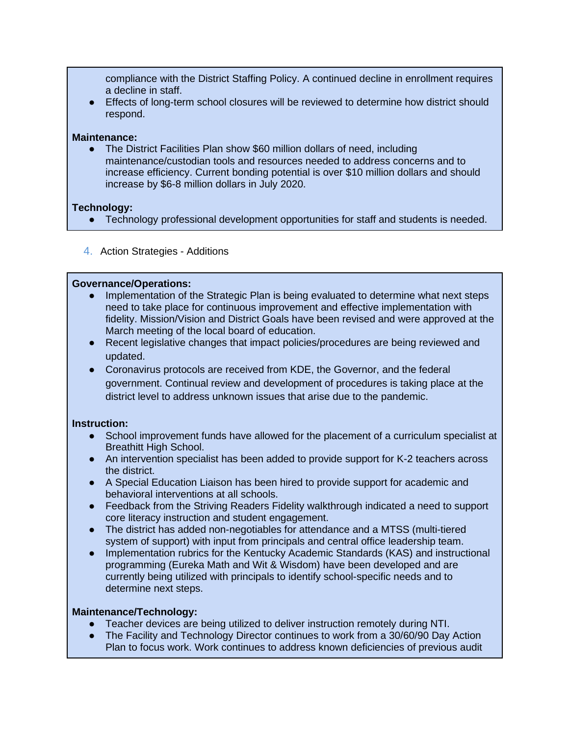compliance with the District Staffing Policy. A continued decline in enrollment requires a decline in staff.

- Effects of long-term school closures will be reviewed to determine how district should respond.

**Maintenance:**

- The District Facilities Plan show $60 million dollars of need, including maintenance/custodian tools and resources needed to address concerns and to increase efficiency. Current bonding potential is over $10 million dollars and should increase by $6-8 million dollars in July 2020.

**Technology:**

- Technology professional development opportunities for staff and students is needed.

4. Action Strategies - Additions

**Governance/Operations:**

- Implementation of the Strategic Plan is being evaluated to determine what next steps need to take place for continuous improvement and effective implementation with fidelity. Mission/Vision and District Goals have been revised and were approved at the March meeting of the local board of education.
- Recent legislative changes that impact policies/procedures are being reviewed and updated.
- Coronavirus protocols are received from KDE, the Governor, and the federal government. Continual review and development of procedures is taking place at the district level to address unknown issues that arise due to the pandemic.

**Instruction:**

- School improvement funds have allowed for the placement of a curriculum specialist at Breathitt High School.
- An intervention specialist has been added to provide support for K-2 teachers across the district.
- A Special Education Liaison has been hired to provide support for academic and behavioral interventions at all schools.
- Feedback from the Striving Readers Fidelity walkthrough indicated a need to support core literacy instruction and student engagement.
- The district has added non-negotiables for attendance and a MTSS (multi-tiered system of support) with input from principals and central office leadership team.
- Implementation rubrics for the Kentucky Academic Standards (KAS) and instructional programming (Eureka Math and Wit & Wisdom) have been developed and are currently being utilized with principals to identify school-specific needs and to determine next steps.

**Maintenance/Technology:**

- Teacher devices are being utilized to deliver instruction remotely during NTI.
- The Facility and Technology Director continues to work from a 30/60/90 Day Action Plan to focus work. Work continues to address known deficiencies of previous audit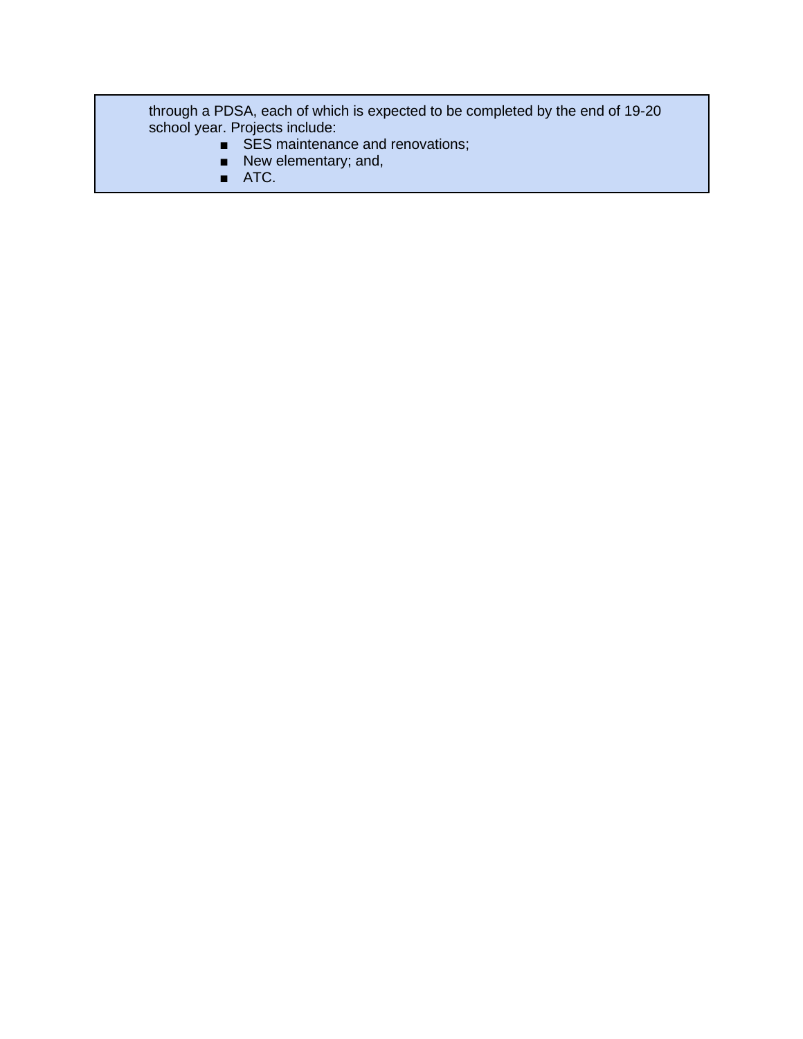through a PDSA, each of which is expected to be completed by the end of 19-20 school year. Projects include:

- SES maintenance and renovations;
- New elementary; and,
- ATC.